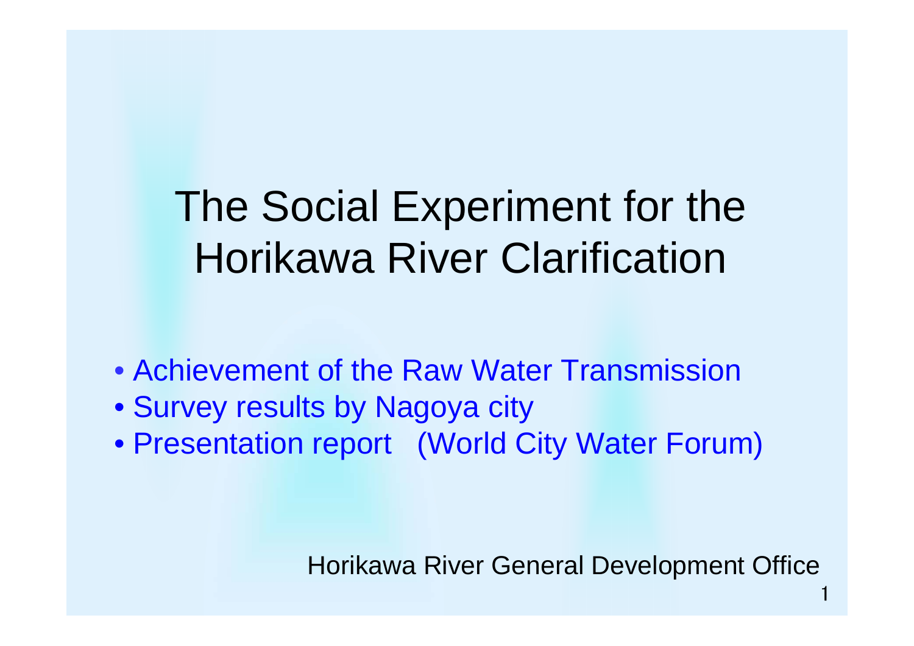# The Social Experiment for the Horikawa River Clarification

- Achievement of the Raw Water Transmission
- Survey results by Nagoya city
- Presentation report (World City Water Forum)

Horikawa River General Development Office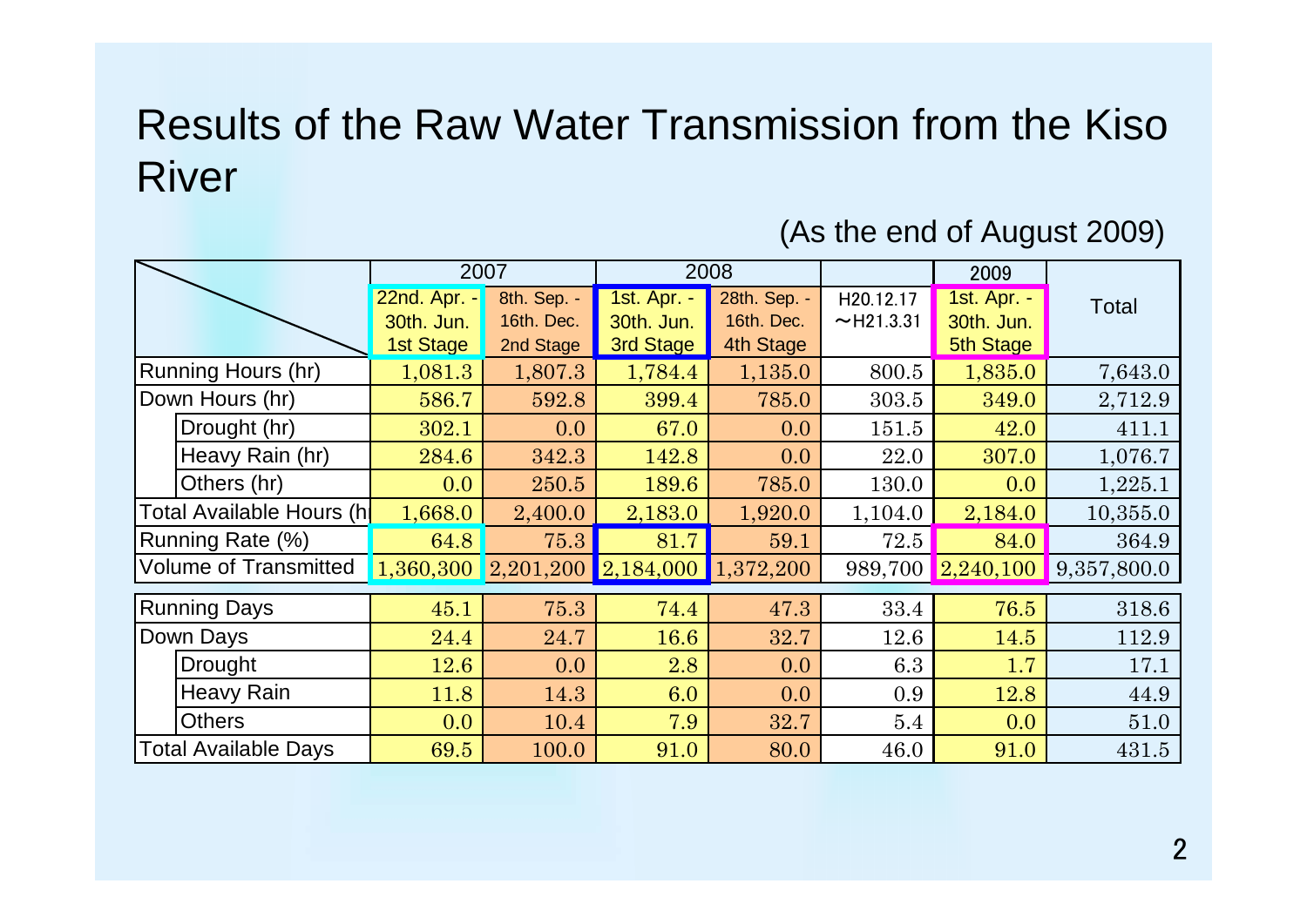# Results of the Raw Water Transmission from the Kiso River

(As the end of August 2009)

| | 2007 | | 2008 | | | 2009 | Total |
|---|---|---|---|---|---|---|---|
| | 22nd. Apr. - 30th. Jun. 1st Stage | 8th. Sep. - 16th. Dec. 2nd Stage | 1st. Apr. - 30th. Jun. 3rd Stage | 28th. Sep. - 16th. Dec. 4th Stage | H20.12.17 ～H21.3.31 | 1st. Apr. - 30th. Jun. 5th Stage | |
| Running Hours (hr) | 1,081.3 | 1,807.3 | 1,784.4 | 1,135.0 | 800.5 | 1,835.0 | 7,643.0 |
| Down Hours (hr) | 586.7 | 592.8 | 399.4 | 785.0 | 303.5 | 349.0 | 2,712.9 |
| Drought (hr) | 302.1 | 0.0 | 67.0 | 0.0 | 151.5 | 42.0 | 411.1 |
| Heavy Rain (hr) | 284.6 | 342.3 | 142.8 | 0.0 | 22.0 | 307.0 | 1,076.7 |
| Others (hr) | 0.0 | 250.5 | 189.6 | 785.0 | 130.0 | 0.0 | 1,225.1 |
| Total Available Hours (hr) | 1,668.0 | 2,400.0 | 2,183.0 | 1,920.0 | 1,104.0 | 2,184.0 | 10,355.0 |
| Running Rate (%) | 64.8 | 75.3 | 81.7 | 59.1 | 72.5 | 84.0 | 364.9 |
| Volume of Transmitted | 1,360,300 | 2,201,200 | 2,184,000 | 1,372,200 | 989,700 | 2,240,100 | 9,357,800.0 |
| Running Days | 45.1 | 75.3 | 74.4 | 47.3 | 33.4 | 76.5 | 318.6 |
| Down Days | 24.4 | 24.7 | 16.6 | 32.7 | 12.6 | 14.5 | 112.9 |
| Drought | 12.6 | 0.0 | 2.8 | 0.0 | 6.3 | 1.7 | 17.1 |
| Heavy Rain | 11.8 | 14.3 | 6.0 | 0.0 | 0.9 | 12.8 | 44.9 |
| Others | 0.0 | 10.4 | 7.9 | 32.7 | 5.4 | 0.0 | 51.0 |
| Total Available Days | 69.5 | 100.0 | 91.0 | 80.0 | 46.0 | 91.0 | 431.5 |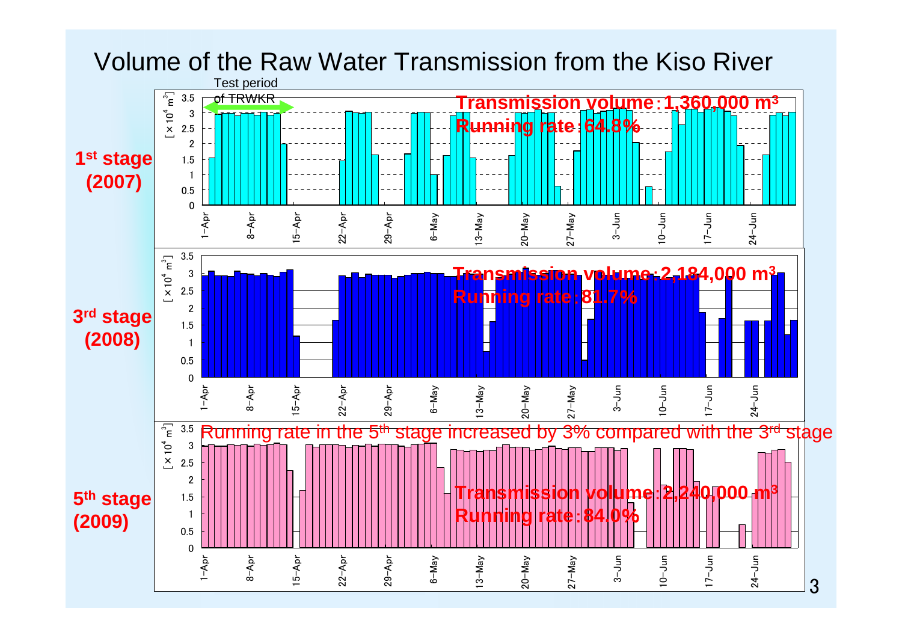# Volume of the Raw Water Transmission from the Kiso River

**1st stage (2007)**

Test period of TRWKR

**Transmission volume：1,360,000 m³**
**Running rate：64.8%**

**3rd stage (2008)**

**Transmission volume：2,184,000 m³**
**Running rate：81.7%**

**5th stage (2009)**

Running rate in the 5th stage increased by 3% compared with the 3rd stage

**Transmission volume：2,240,000 m³**
**Running rate：84.0%**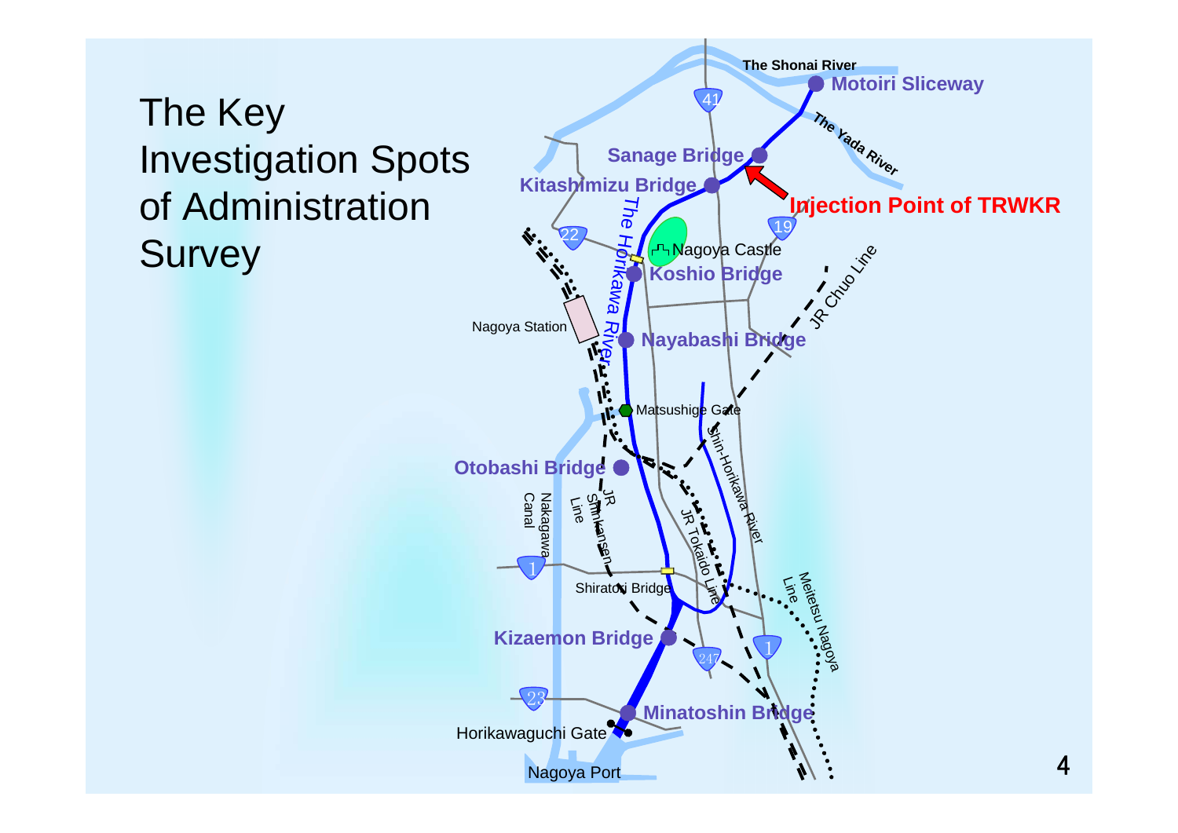# The Key Investigation Spots of Administration Survey

The Shonai River

Motoiri Sliceway

The Yada River

Sanage Bridge

Kitashimizu Bridge

Injection Point of TRWKR

41

22

19

Nagoya Castle

Koshio Bridge

The Horikawa River

JR Chuo Line

Nagoya Station

Nayabashi Bridge

Matsushige Gate

Shin-Horikawa River

Otobashi Bridge

Nakagawa Canal

JR Shinkansen Line

JR Tokaido Line

1

Shiratori Bridge

Meitetsu Nagoya Line

Kizaemon Bridge

247

1

23

Minatoshin Bridge

Horikawaguchi Gate

Nagoya Port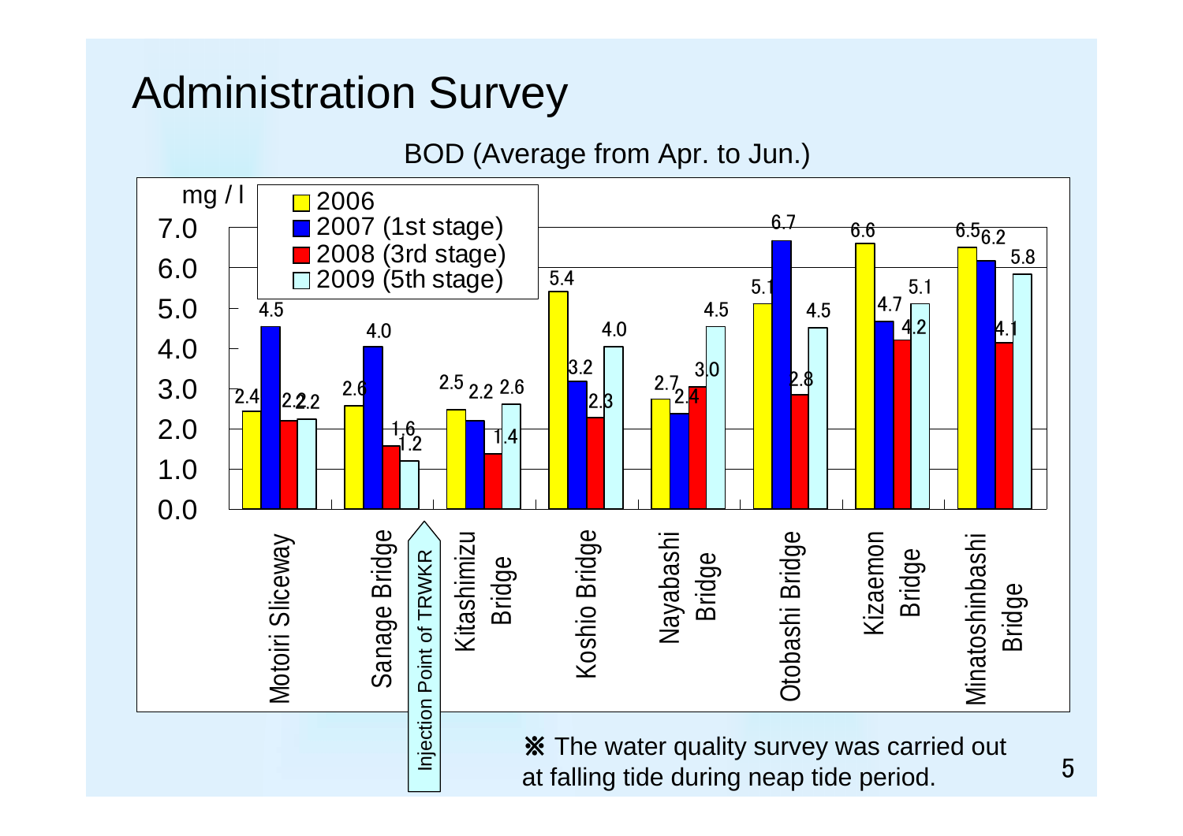# Administration Survey

BOD (Average from Apr. to Jun.)

| Location (mg / l) | 2006 | 2007 (1st stage) | 2008 (3rd stage) | 2009 (5th stage) |
|---|---|---|---|---|
| Motoiri Sliceway | 2.4 | 4.5 | 2.2 | 2.2 |
| Sanage Bridge | 2.6 | 4.0 | 1.6 | 1.2 |
| Kitashimizu Bridge | 2.5 | 2.2 | 1.4 | 2.6 |
| Koshio Bridge | 5.4 | 3.2 | 2.3 | 4.0 |
| Nayabashi Bridge | 2.7 | 2.4 | 3.0 | 4.5 |
| Otobashi Bridge | 5.1 | 6.7 | 2.8 | 4.5 |
| Kizaemon Bridge | 6.6 | 4.7 | 4.2 | 5.1 |
| Minatoshinbashi Bridge | 6.5 | 6.2 | 4.1 | 5.8 |

Injection Point of TRWKR (between Sanage Bridge and Kitashimizu Bridge)

※ The water quality survey was carried out at falling tide during neap tide period.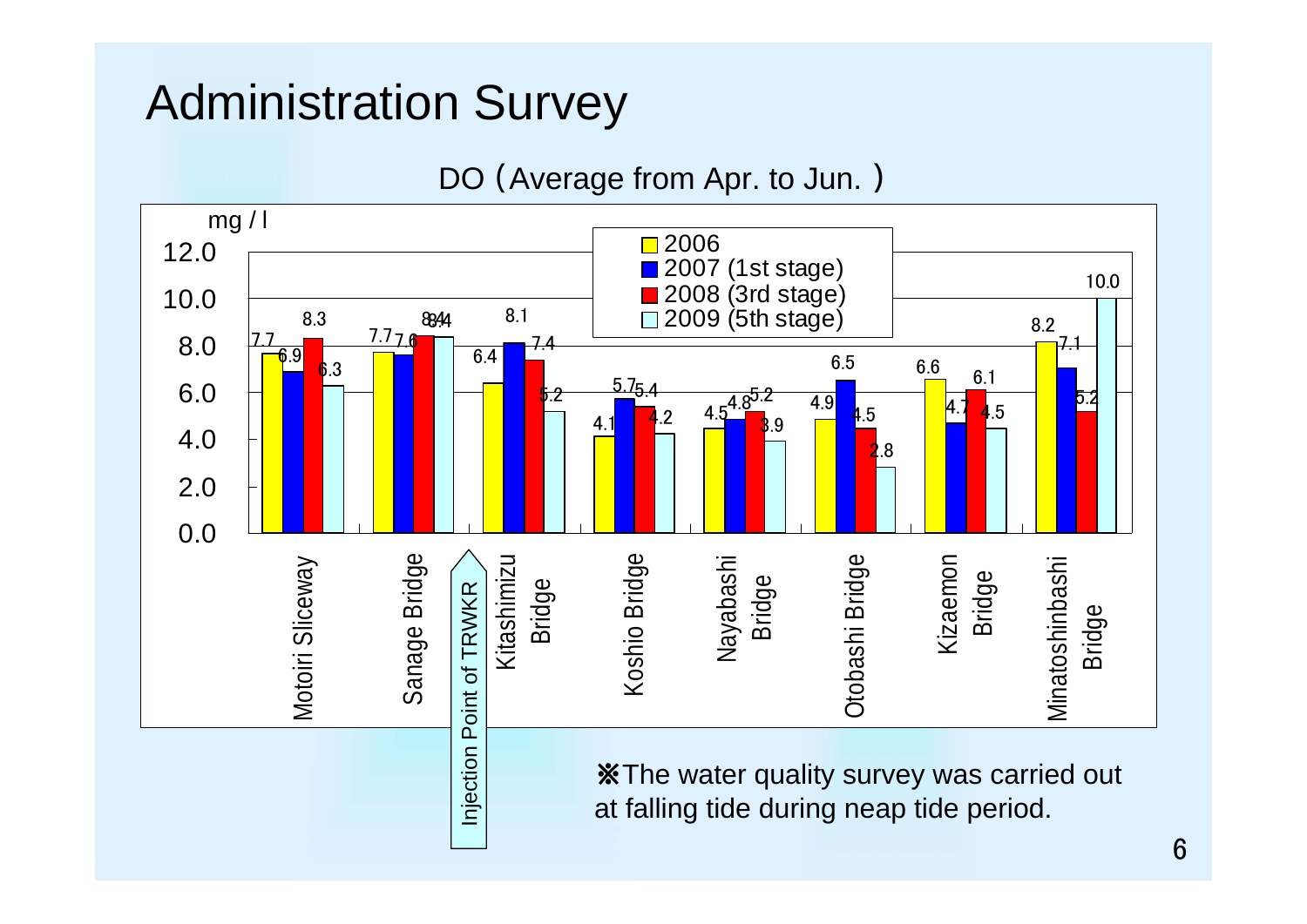# Administration Survey

DO（Average from Apr. to Jun. ）

| Location | 2006 | 2007 (1st stage) | 2008 (3rd stage) | 2009 (5th stage) |
|---|---|---|---|---|
| Motoiri Sliceway | 7.7 | 6.9 | 8.3 | 6.3 |
| Sanage Bridge | 7.7 | 7.6 | 8.4 | 8.4 |
| Kitashimizu Bridge | 6.4 | 8.1 | 7.4 | 5.2 |
| Koshio Bridge | 4.1 | 5.7 | 5.4 | 4.2 |
| Nayabashi Bridge | 4.5 | 4.8 | 5.2 | 3.9 |
| Otobashi Bridge | 4.9 | 6.5 | 4.5 | 2.8 |
| Kizaemon Bridge | 6.6 | 4.7 | 6.1 | 4.5 |
| Minatoshinbashi Bridge | 8.2 | 7.1 | 5.2 | 10.0 |

Unit: mg / l

Injection Point of TRWKR (between Sanage Bridge and Kitashimizu Bridge)

※The water quality survey was carried out at falling tide during neap tide period.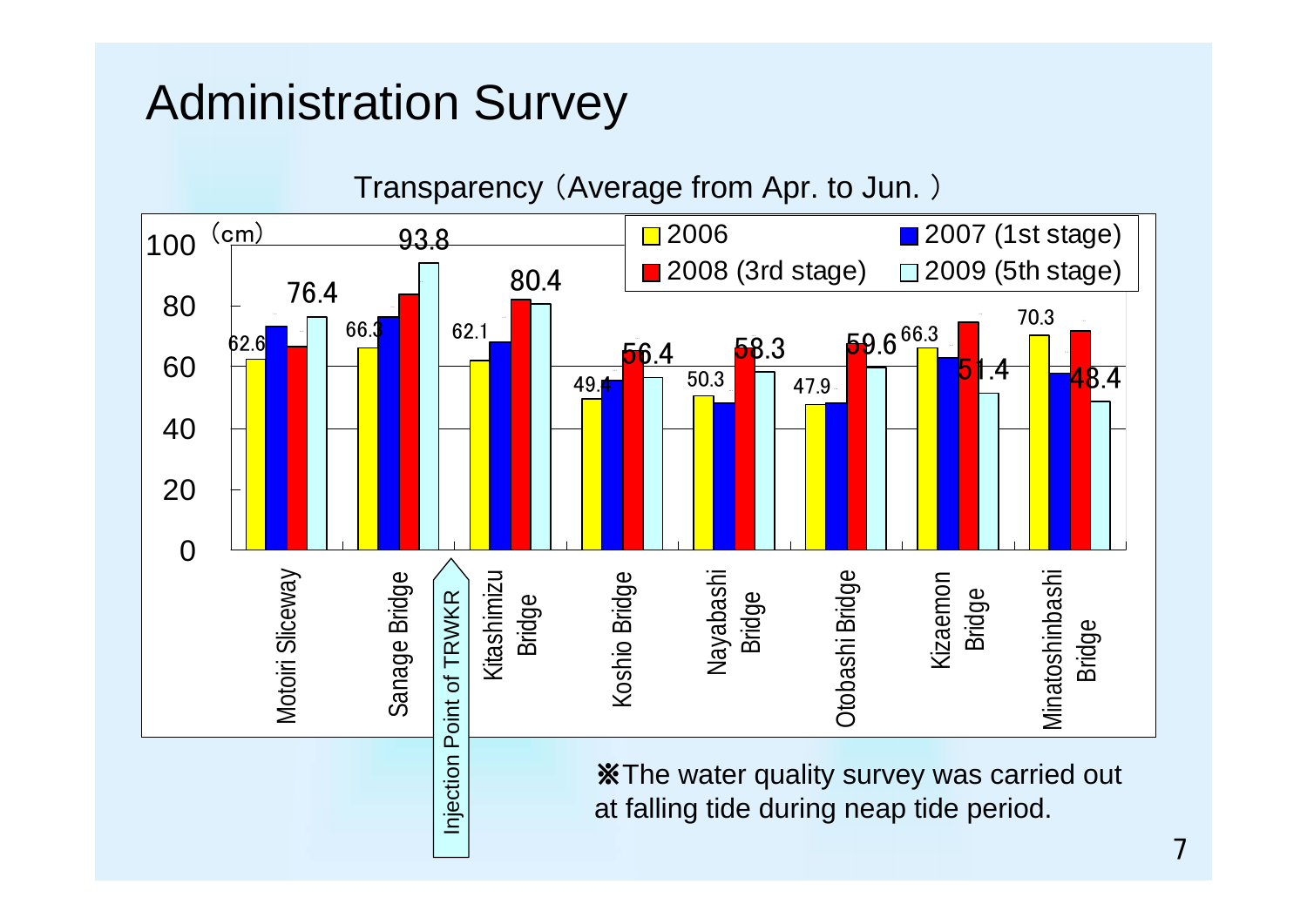# Administration Survey

Transparency（Average from Apr. to Jun. ）

| Location | 2006 | 2007 (1st stage) | 2008 (3rd stage) | 2009 (5th stage) |
|---|---|---|---|---|
| Motoiri Sliceway | 62.6 | | | 76.4 |
| Sanage Bridge | 66.3 | | | 93.8 |
| Kitashimizu Bridge | 62.1 | | | 80.4 |
| Koshio Bridge | 49.4 | | | 56.4 |
| Nayabashi Bridge | 50.3 | | | 58.3 |
| Otobashi Bridge | 47.9 | | | 59.6 |
| Kizaemon Bridge | 66.3 | | | 51.4 |
| Minatoshinbashi Bridge | 70.3 | | | 48.4 |

(cm)

Injection Point of TRWKR (between Sanage Bridge and Kitashimizu Bridge)

※The water quality survey was carried out at falling tide during neap tide period.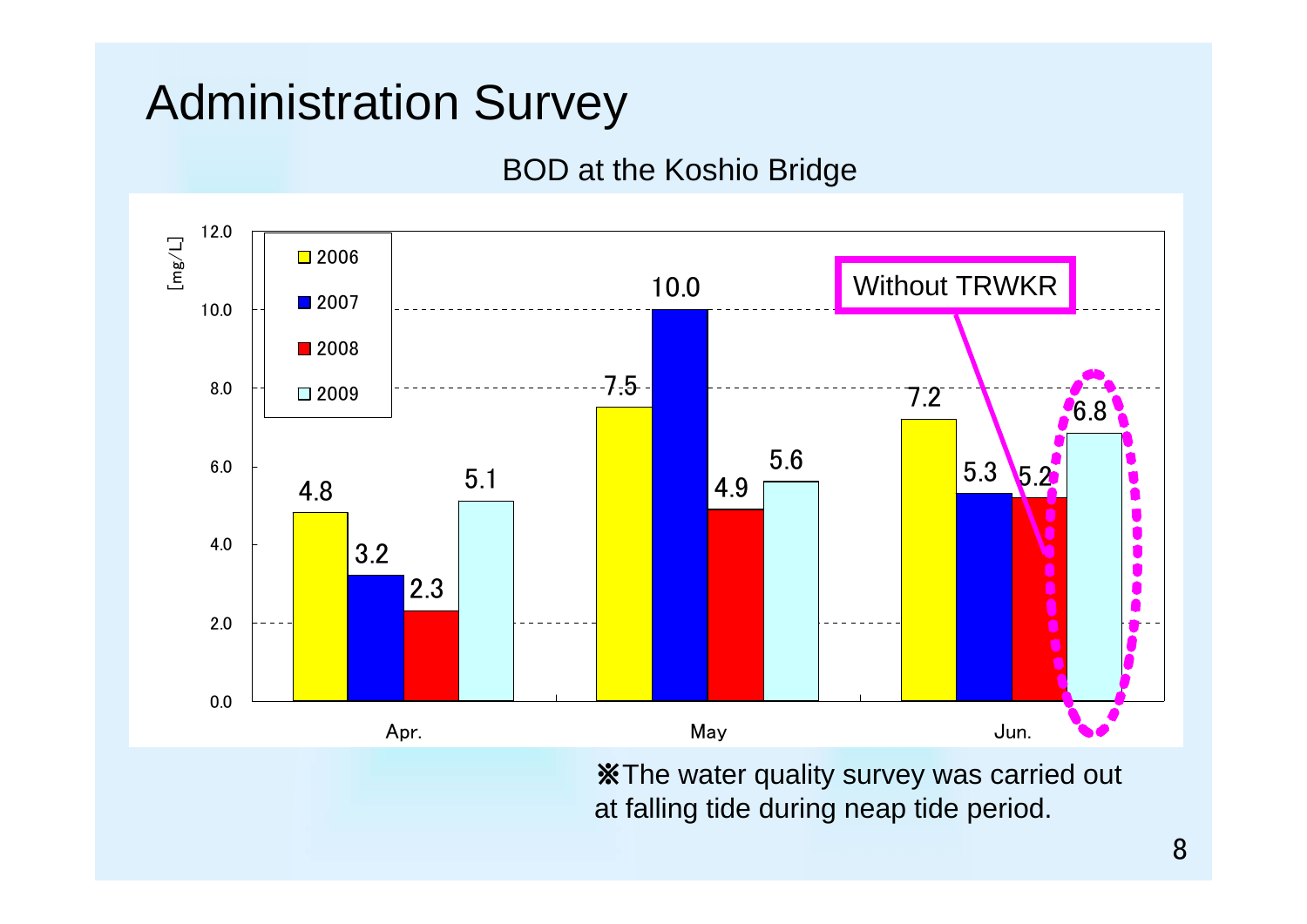# Administration Survey

BOD at the Koshio Bridge

[mg/L]

| | 2006 | 2007 | 2008 | 2009 |
|---|---|---|---|---|
| Apr. | 4.8 | 3.2 | 2.3 | 5.1 |
| May | 7.5 | 10.0 | 4.9 | 5.6 |
| Jun. | 7.2 | 5.3 | 5.2 | 6.8 |

Without TRWKR

※The water quality survey was carried out at falling tide during neap tide period.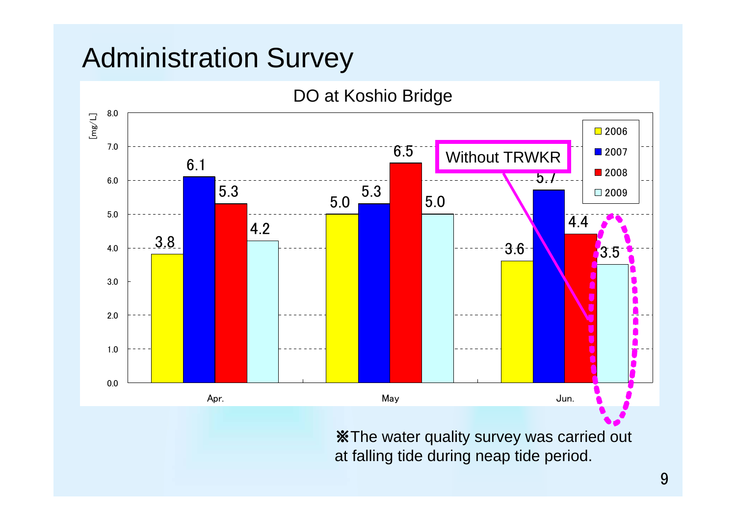# Administration Survey

DO at Koshio Bridge

[mg/L]

| | 2006 | 2007 | 2008 | 2009 |
|---|---|---|---|---|
| Apr. | 3.8 | 6.1 | 5.3 | 4.2 |
| May | 5.0 | 5.3 | 6.5 | 5.0 |
| Jun. | 3.6 | 5.7 | 4.4 | 3.5 |

Without TRWKR

※The water quality survey was carried out at falling tide during neap tide period.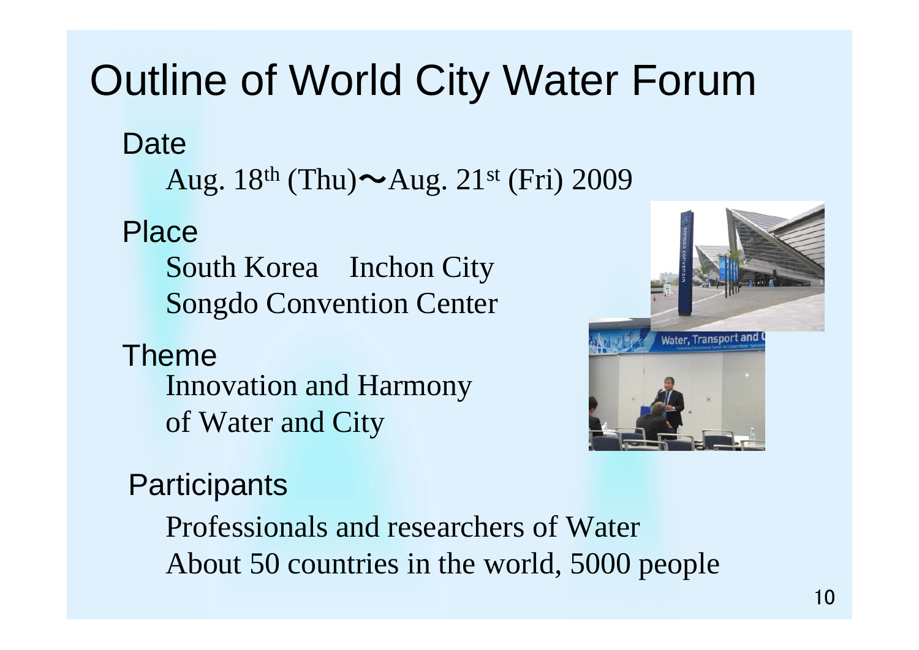# Outline of World City Water Forum

**Date**

Aug. 18th (Thu)〜Aug. 21st (Fri) 2009

**Place**

South Korea　Inchon City

Songdo Convention Center

**Theme**

Innovation and Harmony of Water and City

**Participants**

Professionals and researchers of Water

About 50 countries in the world, 5000 people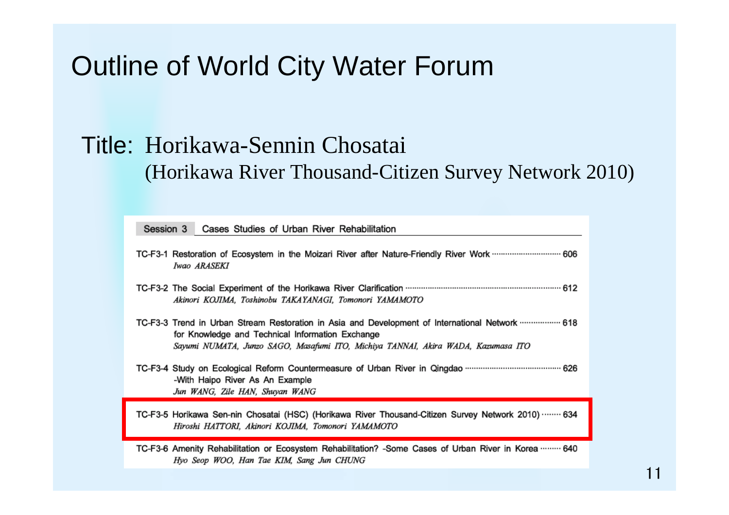# Outline of World City Water Forum

Title: Horikawa-Sennin Chosatai
(Horikawa River Thousand-Citizen Survey Network 2010)

**Session 3** Cases Studies of Urban River Rehabilitation

TC-F3-1 Restoration of Ecosystem in the Moizari River after Nature-Friendly River Work ········ 606
*Iwao ARASEKI*

TC-F3-2 The Social Experiment of the Horikawa River Clarification ········ 612
*Akinori KOJIMA, Toshinobu TAKAYANAGI, Tomonori YAMAMOTO*

TC-F3-3 Trend in Urban Stream Restoration in Asia and Development of International Network ········ 618
for Knowledge and Technical Information Exchange
*Sayumi NUMATA, Junzo SAGO, Masafumi ITO, Michiya TANNAI, Akira WADA, Kazumasa ITO*

TC-F3-4 Study on Ecological Reform Countermeasure of Urban River in Qingdao ········ 626
-With Haipo River As An Example
*Jun WANG, Zile HAN, Shuyan WANG*

TC-F3-5 Horikawa Sen-nin Chosatai (HSC) (Horikawa River Thousand-Citizen Survey Network 2010) ········ 634
*Hiroshi HATTORI, Akinori KOJIMA, Tomonori YAMAMOTO*

TC-F3-6 Amenity Rehabilitation or Ecosystem Rehabilitation? -Some Cases of Urban River in Korea ········ 640
*Hyo Seop WOO, Han Tae KIM, Sang Jun CHUNG*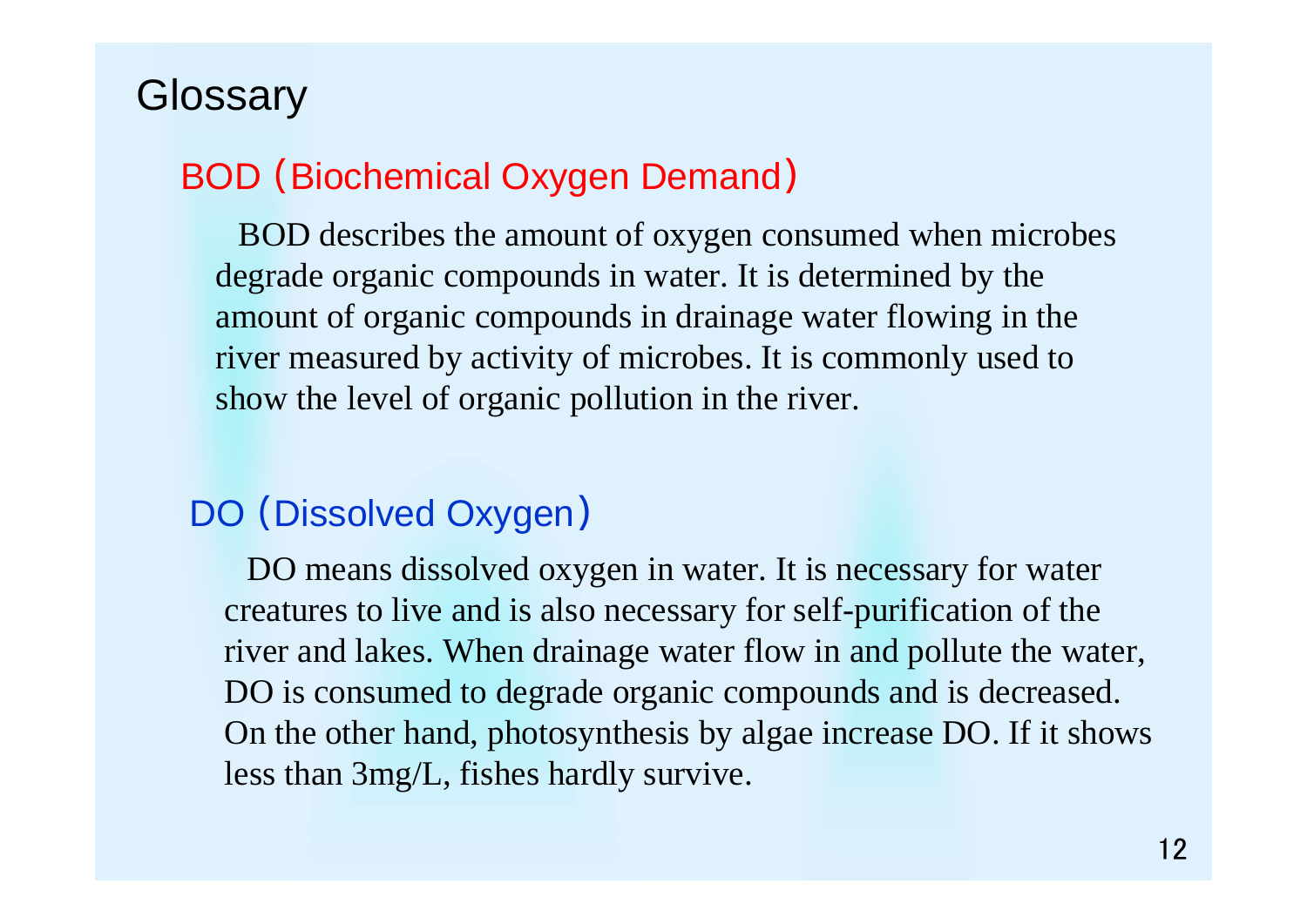# Glossary

## BOD（Biochemical Oxygen Demand）

BOD describes the amount of oxygen consumed when microbes degrade organic compounds in water. It is determined by the amount of organic compounds in drainage water flowing in the river measured by activity of microbes. It is commonly used to show the level of organic pollution in the river.

## DO（Dissolved Oxygen）

DO means dissolved oxygen in water. It is necessary for water creatures to live and is also necessary for self-purification of the river and lakes. When drainage water flow in and pollute the water, DO is consumed to degrade organic compounds and is decreased. On the other hand, photosynthesis by algae increase DO. If it shows less than 3mg/L, fishes hardly survive.